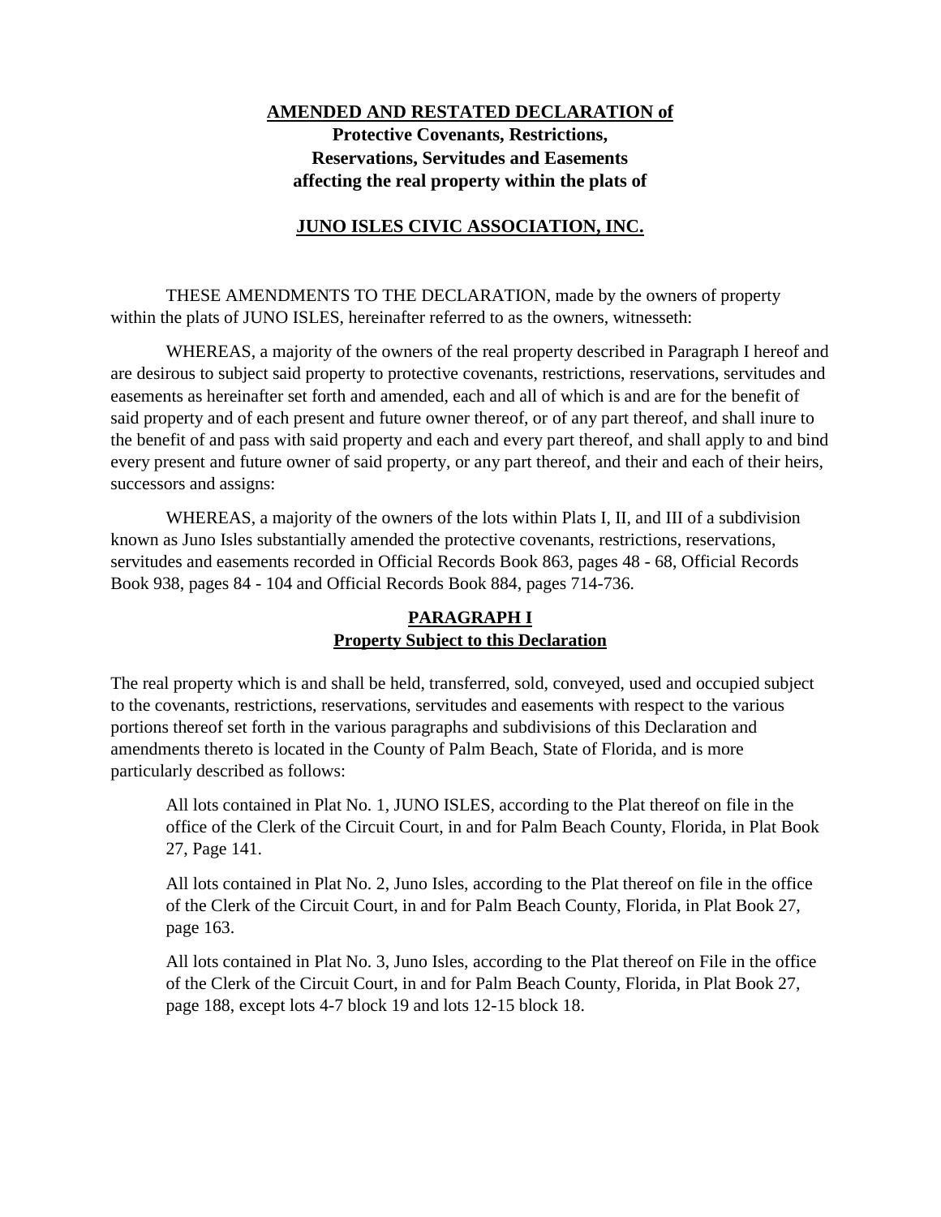# AMENDED AND RESTATED DECLARATION of

## Protective Covenants, Restrictions, Reservations, Servitudes and Easements affecting the real property within the plats of

## JUNO ISLES CIVIC ASSOCIATION, INC.

THESE AMENDMENTS TO THE DECLARATION, made by the owners of property within the plats of JUNO ISLES, hereinafter referred to as the owners, witnesseth:

WHEREAS, a majority of the owners of the real property described in Paragraph I hereof and are desirous to subject said property to protective covenants, restrictions, reservations, servitudes and easements as hereinafter set forth and amended, each and all of which is and are for the benefit of said property and of each present and future owner thereof, or of any part thereof, and shall inure to the benefit of and pass with said property and each and every part thereof, and shall apply to and bind every present and future owner of said property, or any part thereof, and their and each of their heirs, successors and assigns:

WHEREAS, a majority of the owners of the lots within Plats I, II, and III of a subdivision known as Juno Isles substantially amended the protective covenants, restrictions, reservations, servitudes and easements recorded in Official Records Book 863, pages 48 - 68, Official Records Book 938, pages 84 - 104 and Official Records Book 884, pages 714-736.

## PARAGRAPH I
## Property Subject to this Declaration

The real property which is and shall be held, transferred, sold, conveyed, used and occupied subject to the covenants, restrictions, reservations, servitudes and easements with respect to the various portions thereof set forth in the various paragraphs and subdivisions of this Declaration and amendments thereto is located in the County of Palm Beach, State of Florida, and is more particularly described as follows:

All lots contained in Plat No. 1, JUNO ISLES, according to the Plat thereof on file in the office of the Clerk of the Circuit Court, in and for Palm Beach County, Florida, in Plat Book 27, Page 141.

All lots contained in Plat No. 2, Juno Isles, according to the Plat thereof on file in the office of the Clerk of the Circuit Court, in and for Palm Beach County, Florida, in Plat Book 27, page 163.

All lots contained in Plat No. 3, Juno Isles, according to the Plat thereof on File in the office of the Clerk of the Circuit Court, in and for Palm Beach County, Florida, in Plat Book 27, page 188, except lots 4-7 block 19 and lots 12-15 block 18.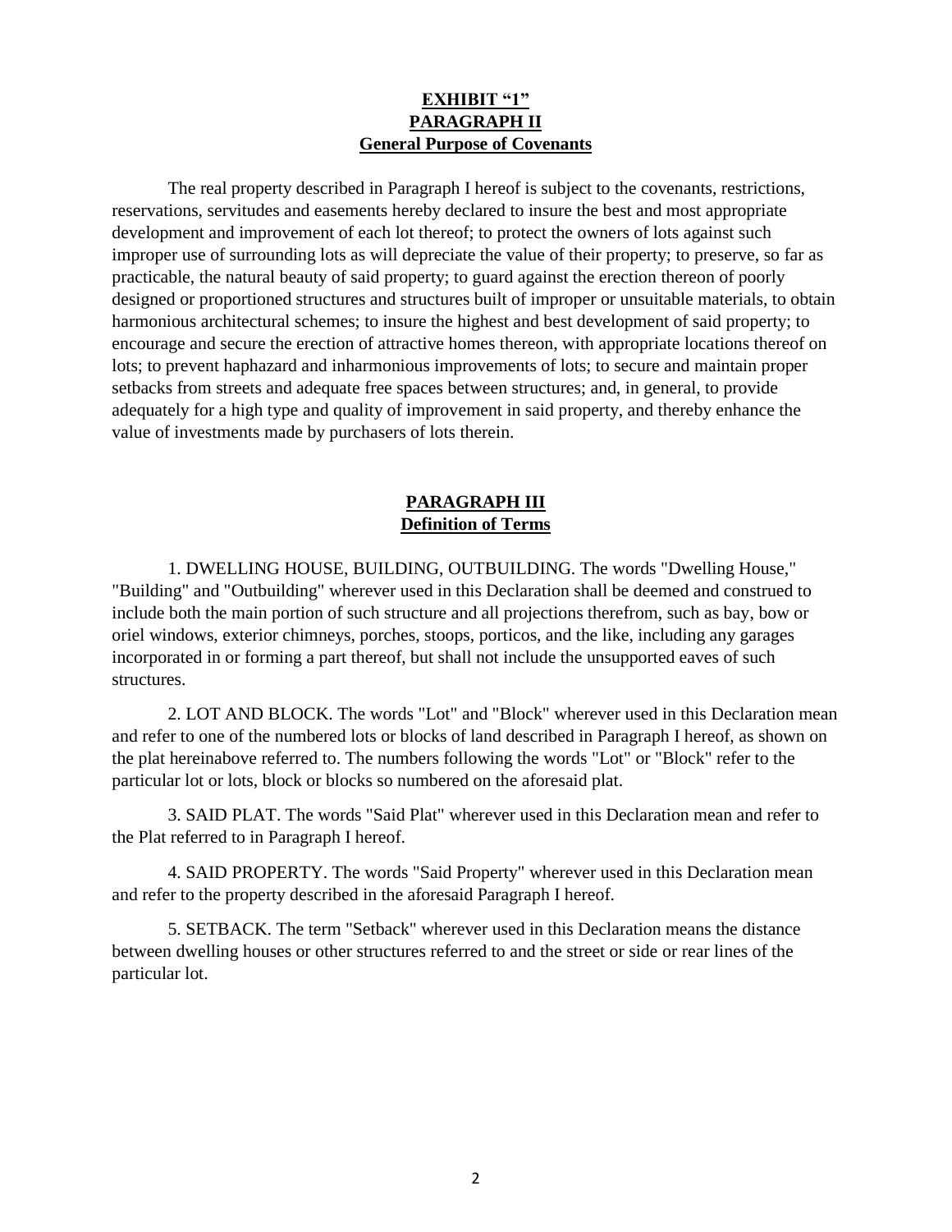**EXHIBIT "1"**
**PARAGRAPH II**
**General Purpose of Covenants**

The real property described in Paragraph I hereof is subject to the covenants, restrictions, reservations, servitudes and easements hereby declared to insure the best and most appropriate development and improvement of each lot thereof; to protect the owners of lots against such improper use of surrounding lots as will depreciate the value of their property; to preserve, so far as practicable, the natural beauty of said property; to guard against the erection thereon of poorly designed or proportioned structures and structures built of improper or unsuitable materials, to obtain harmonious architectural schemes; to insure the highest and best development of said property; to encourage and secure the erection of attractive homes thereon, with appropriate locations thereof on lots; to prevent haphazard and inharmonious improvements of lots; to secure and maintain proper setbacks from streets and adequate free spaces between structures; and, in general, to provide adequately for a high type and quality of improvement in said property, and thereby enhance the value of investments made by purchasers of lots therein.

**PARAGRAPH III**
**Definition of Terms**

1. DWELLING HOUSE, BUILDING, OUTBUILDING. The words "Dwelling House," "Building" and "Outbuilding" wherever used in this Declaration shall be deemed and construed to include both the main portion of such structure and all projections therefrom, such as bay, bow or oriel windows, exterior chimneys, porches, stoops, porticos, and the like, including any garages incorporated in or forming a part thereof, but shall not include the unsupported eaves of such structures.

2. LOT AND BLOCK. The words "Lot" and "Block" wherever used in this Declaration mean and refer to one of the numbered lots or blocks of land described in Paragraph I hereof, as shown on the plat hereinabove referred to. The numbers following the words "Lot" or "Block" refer to the particular lot or lots, block or blocks so numbered on the aforesaid plat.

3. SAID PLAT. The words "Said Plat" wherever used in this Declaration mean and refer to the Plat referred to in Paragraph I hereof.

4. SAID PROPERTY. The words "Said Property" wherever used in this Declaration mean and refer to the property described in the aforesaid Paragraph I hereof.

5. SETBACK. The term "Setback" wherever used in this Declaration means the distance between dwelling houses or other structures referred to and the street or side or rear lines of the particular lot.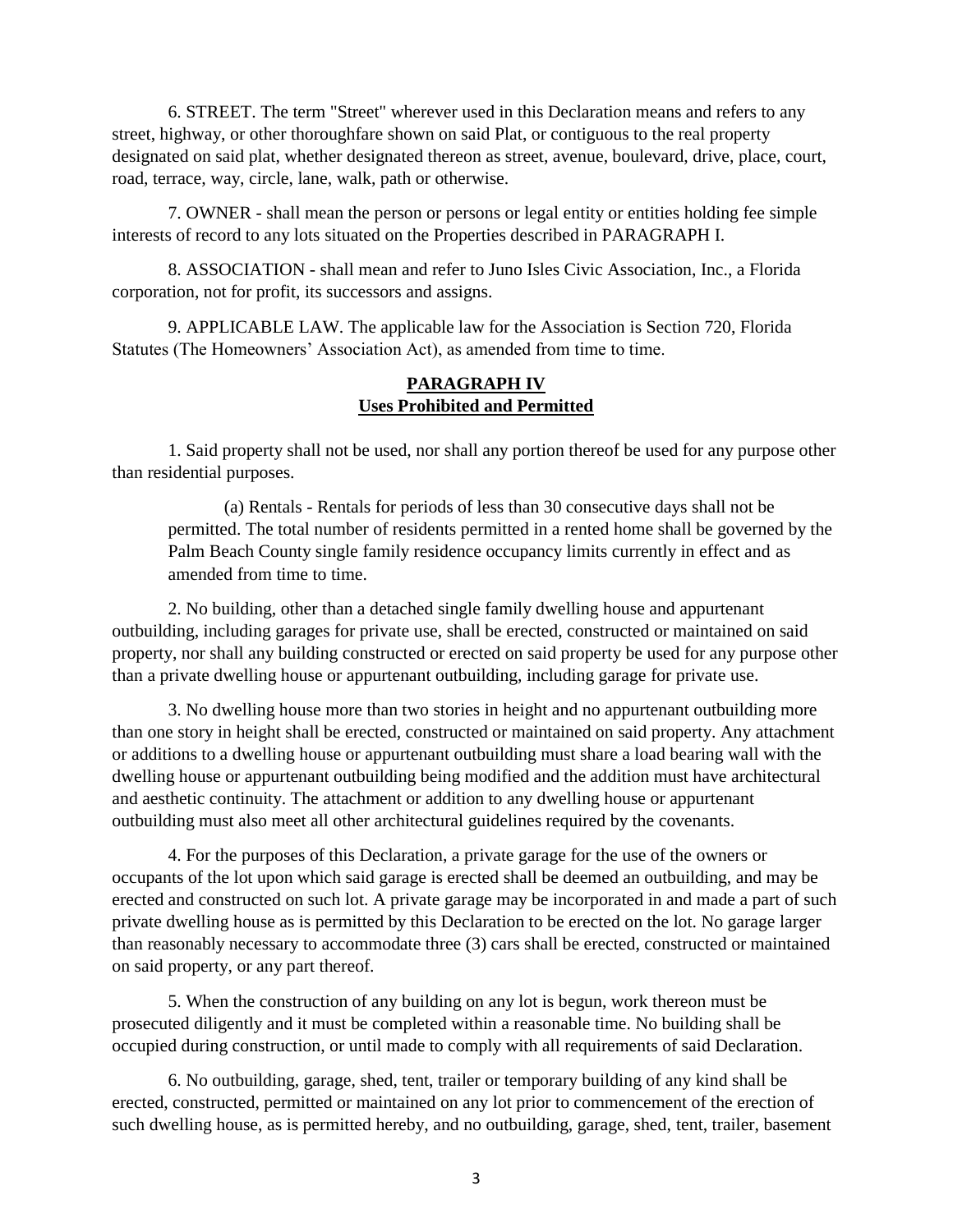6. STREET. The term "Street" wherever used in this Declaration means and refers to any street, highway, or other thoroughfare shown on said Plat, or contiguous to the real property designated on said plat, whether designated thereon as street, avenue, boulevard, drive, place, court, road, terrace, way, circle, lane, walk, path or otherwise.

7. OWNER - shall mean the person or persons or legal entity or entities holding fee simple interests of record to any lots situated on the Properties described in PARAGRAPH I.

8. ASSOCIATION - shall mean and refer to Juno Isles Civic Association, Inc., a Florida corporation, not for profit, its successors and assigns.

9. APPLICABLE LAW. The applicable law for the Association is Section 720, Florida Statutes (The Homeowners' Association Act), as amended from time to time.

## PARAGRAPH IV
## Uses Prohibited and Permitted

1. Said property shall not be used, nor shall any portion thereof be used for any purpose other than residential purposes.

> (a) Rentals - Rentals for periods of less than 30 consecutive days shall not be permitted. The total number of residents permitted in a rented home shall be governed by the Palm Beach County single family residence occupancy limits currently in effect and as amended from time to time.

2. No building, other than a detached single family dwelling house and appurtenant outbuilding, including garages for private use, shall be erected, constructed or maintained on said property, nor shall any building constructed or erected on said property be used for any purpose other than a private dwelling house or appurtenant outbuilding, including garage for private use.

3. No dwelling house more than two stories in height and no appurtenant outbuilding more than one story in height shall be erected, constructed or maintained on said property. Any attachment or additions to a dwelling house or appurtenant outbuilding must share a load bearing wall with the dwelling house or appurtenant outbuilding being modified and the addition must have architectural and aesthetic continuity. The attachment or addition to any dwelling house or appurtenant outbuilding must also meet all other architectural guidelines required by the covenants.

4. For the purposes of this Declaration, a private garage for the use of the owners or occupants of the lot upon which said garage is erected shall be deemed an outbuilding, and may be erected and constructed on such lot. A private garage may be incorporated in and made a part of such private dwelling house as is permitted by this Declaration to be erected on the lot. No garage larger than reasonably necessary to accommodate three (3) cars shall be erected, constructed or maintained on said property, or any part thereof.

5. When the construction of any building on any lot is begun, work thereon must be prosecuted diligently and it must be completed within a reasonable time. No building shall be occupied during construction, or until made to comply with all requirements of said Declaration.

6. No outbuilding, garage, shed, tent, trailer or temporary building of any kind shall be erected, constructed, permitted or maintained on any lot prior to commencement of the erection of such dwelling house, as is permitted hereby, and no outbuilding, garage, shed, tent, trailer, basement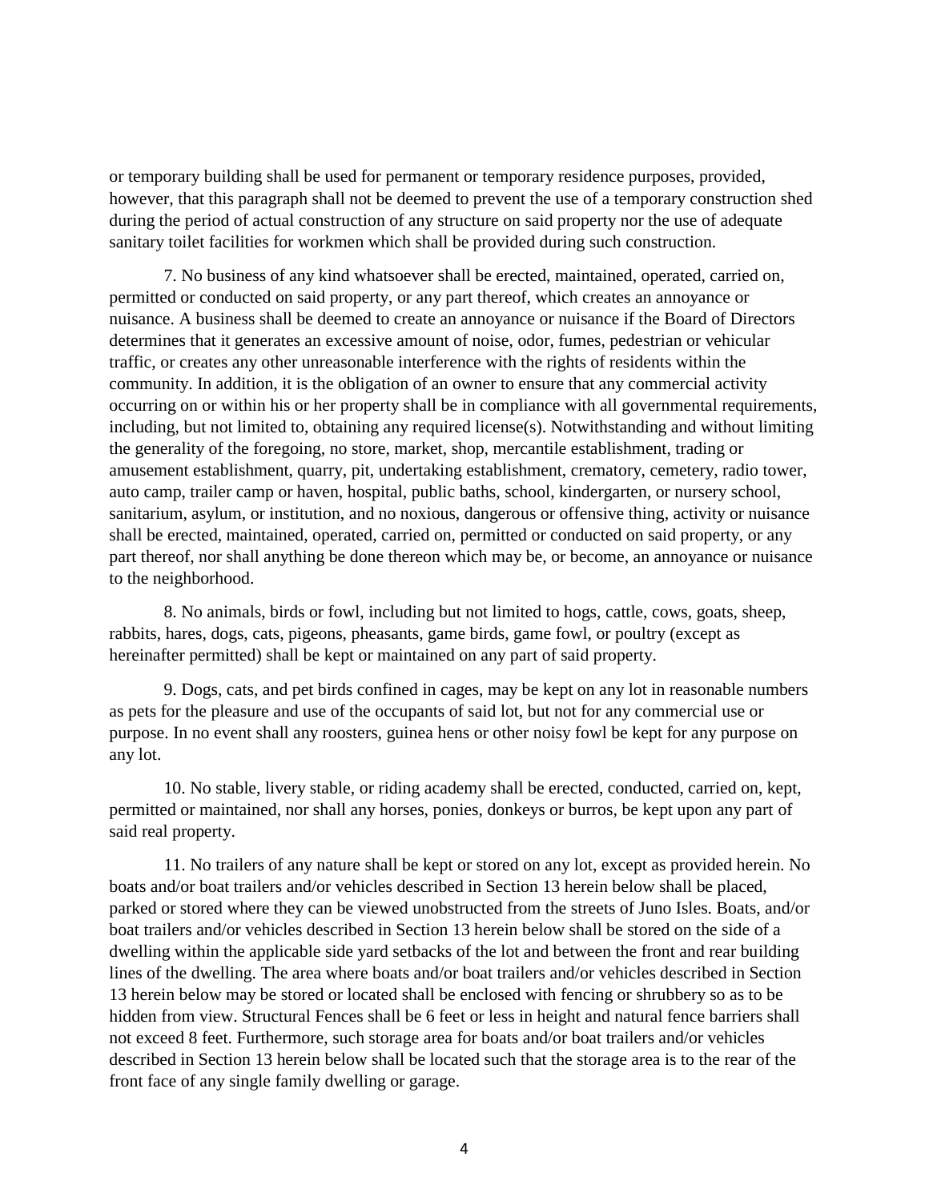or temporary building shall be used for permanent or temporary residence purposes, provided, however, that this paragraph shall not be deemed to prevent the use of a temporary construction shed during the period of actual construction of any structure on said property nor the use of adequate sanitary toilet facilities for workmen which shall be provided during such construction.

7. No business of any kind whatsoever shall be erected, maintained, operated, carried on, permitted or conducted on said property, or any part thereof, which creates an annoyance or nuisance. A business shall be deemed to create an annoyance or nuisance if the Board of Directors determines that it generates an excessive amount of noise, odor, fumes, pedestrian or vehicular traffic, or creates any other unreasonable interference with the rights of residents within the community. In addition, it is the obligation of an owner to ensure that any commercial activity occurring on or within his or her property shall be in compliance with all governmental requirements, including, but not limited to, obtaining any required license(s). Notwithstanding and without limiting the generality of the foregoing, no store, market, shop, mercantile establishment, trading or amusement establishment, quarry, pit, undertaking establishment, crematory, cemetery, radio tower, auto camp, trailer camp or haven, hospital, public baths, school, kindergarten, or nursery school, sanitarium, asylum, or institution, and no noxious, dangerous or offensive thing, activity or nuisance shall be erected, maintained, operated, carried on, permitted or conducted on said property, or any part thereof, nor shall anything be done thereon which may be, or become, an annoyance or nuisance to the neighborhood.

8. No animals, birds or fowl, including but not limited to hogs, cattle, cows, goats, sheep, rabbits, hares, dogs, cats, pigeons, pheasants, game birds, game fowl, or poultry (except as hereinafter permitted) shall be kept or maintained on any part of said property.

9. Dogs, cats, and pet birds confined in cages, may be kept on any lot in reasonable numbers as pets for the pleasure and use of the occupants of said lot, but not for any commercial use or purpose. In no event shall any roosters, guinea hens or other noisy fowl be kept for any purpose on any lot.

10. No stable, livery stable, or riding academy shall be erected, conducted, carried on, kept, permitted or maintained, nor shall any horses, ponies, donkeys or burros, be kept upon any part of said real property.

11. No trailers of any nature shall be kept or stored on any lot, except as provided herein. No boats and/or boat trailers and/or vehicles described in Section 13 herein below shall be placed, parked or stored where they can be viewed unobstructed from the streets of Juno Isles. Boats, and/or boat trailers and/or vehicles described in Section 13 herein below shall be stored on the side of a dwelling within the applicable side yard setbacks of the lot and between the front and rear building lines of the dwelling. The area where boats and/or boat trailers and/or vehicles described in Section 13 herein below may be stored or located shall be enclosed with fencing or shrubbery so as to be hidden from view. Structural Fences shall be 6 feet or less in height and natural fence barriers shall not exceed 8 feet. Furthermore, such storage area for boats and/or boat trailers and/or vehicles described in Section 13 herein below shall be located such that the storage area is to the rear of the front face of any single family dwelling or garage.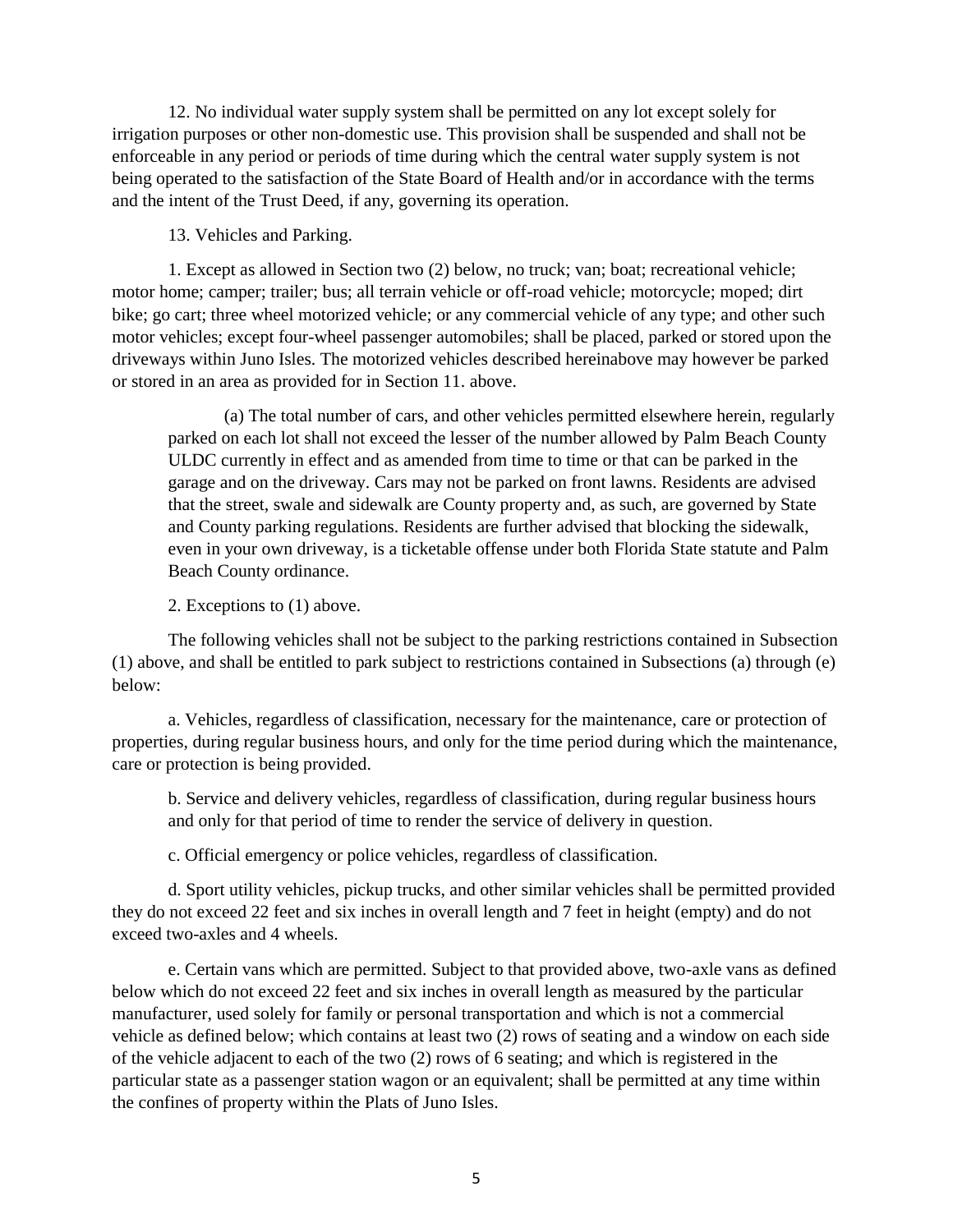12. No individual water supply system shall be permitted on any lot except solely for irrigation purposes or other non-domestic use. This provision shall be suspended and shall not be enforceable in any period or periods of time during which the central water supply system is not being operated to the satisfaction of the State Board of Health and/or in accordance with the terms and the intent of the Trust Deed, if any, governing its operation.

13. Vehicles and Parking.

1. Except as allowed in Section two (2) below, no truck; van; boat; recreational vehicle; motor home; camper; trailer; bus; all terrain vehicle or off-road vehicle; motorcycle; moped; dirt bike; go cart; three wheel motorized vehicle; or any commercial vehicle of any type; and other such motor vehicles; except four-wheel passenger automobiles; shall be placed, parked or stored upon the driveways within Juno Isles. The motorized vehicles described hereinabove may however be parked or stored in an area as provided for in Section 11. above.

> (a) The total number of cars, and other vehicles permitted elsewhere herein, regularly parked on each lot shall not exceed the lesser of the number allowed by Palm Beach County ULDC currently in effect and as amended from time to time or that can be parked in the garage and on the driveway. Cars may not be parked on front lawns. Residents are advised that the street, swale and sidewalk are County property and, as such, are governed by State and County parking regulations. Residents are further advised that blocking the sidewalk, even in your own driveway, is a ticketable offense under both Florida State statute and Palm Beach County ordinance.

2. Exceptions to (1) above.

The following vehicles shall not be subject to the parking restrictions contained in Subsection (1) above, and shall be entitled to park subject to restrictions contained in Subsections (a) through (e) below:

a. Vehicles, regardless of classification, necessary for the maintenance, care or protection of properties, during regular business hours, and only for the time period during which the maintenance, care or protection is being provided.

> b. Service and delivery vehicles, regardless of classification, during regular business hours and only for that period of time to render the service of delivery in question.

c. Official emergency or police vehicles, regardless of classification.

d. Sport utility vehicles, pickup trucks, and other similar vehicles shall be permitted provided they do not exceed 22 feet and six inches in overall length and 7 feet in height (empty) and do not exceed two-axles and 4 wheels.

e. Certain vans which are permitted. Subject to that provided above, two-axle vans as defined below which do not exceed 22 feet and six inches in overall length as measured by the particular manufacturer, used solely for family or personal transportation and which is not a commercial vehicle as defined below; which contains at least two (2) rows of seating and a window on each side of the vehicle adjacent to each of the two (2) rows of 6 seating; and which is registered in the particular state as a passenger station wagon or an equivalent; shall be permitted at any time within the confines of property within the Plats of Juno Isles.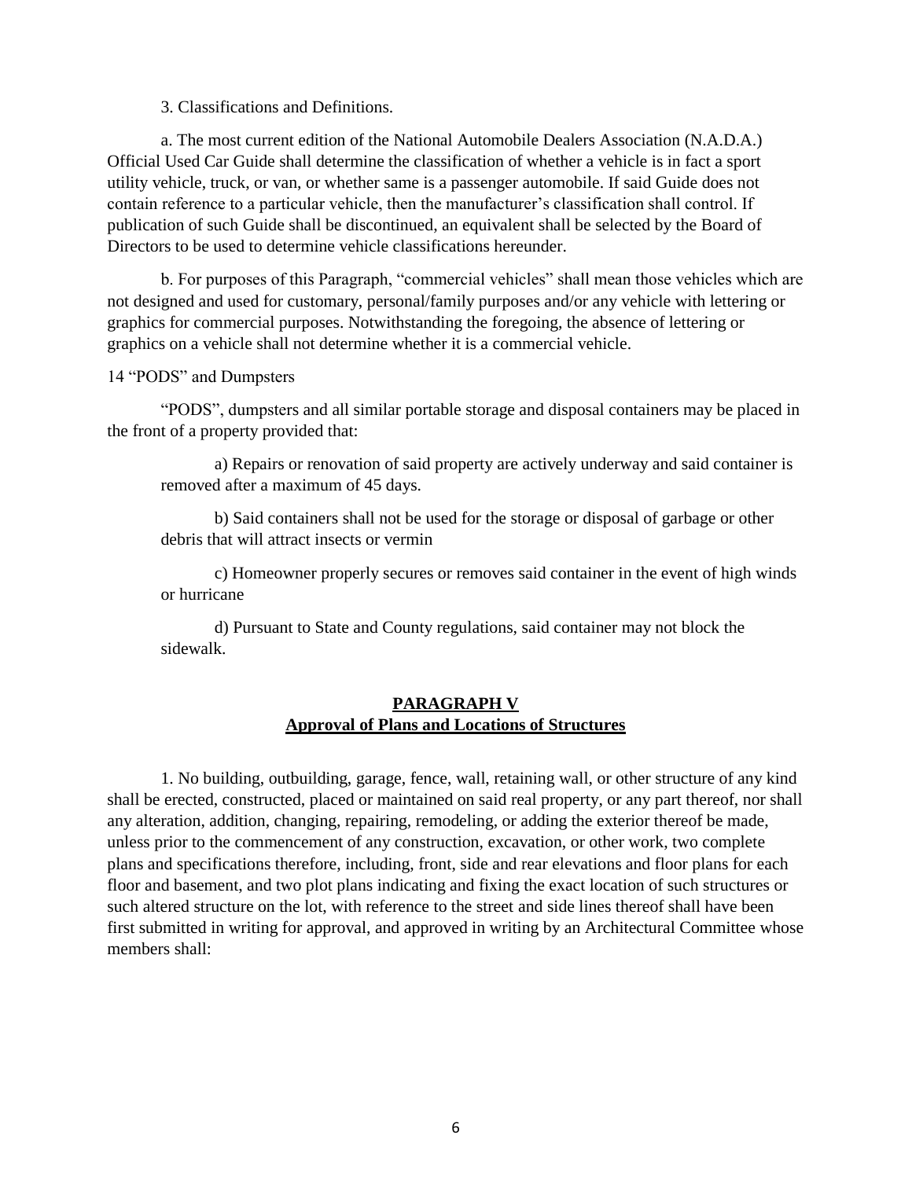3. Classifications and Definitions.

a. The most current edition of the National Automobile Dealers Association (N.A.D.A.) Official Used Car Guide shall determine the classification of whether a vehicle is in fact a sport utility vehicle, truck, or van, or whether same is a passenger automobile. If said Guide does not contain reference to a particular vehicle, then the manufacturer's classification shall control. If publication of such Guide shall be discontinued, an equivalent shall be selected by the Board of Directors to be used to determine vehicle classifications hereunder.

b. For purposes of this Paragraph, "commercial vehicles" shall mean those vehicles which are not designed and used for customary, personal/family purposes and/or any vehicle with lettering or graphics for commercial purposes. Notwithstanding the foregoing, the absence of lettering or graphics on a vehicle shall not determine whether it is a commercial vehicle.

14 "PODS" and Dumpsters

"PODS", dumpsters and all similar portable storage and disposal containers may be placed in the front of a property provided that:

a) Repairs or renovation of said property are actively underway and said container is removed after a maximum of 45 days.

b) Said containers shall not be used for the storage or disposal of garbage or other debris that will attract insects or vermin

c) Homeowner properly secures or removes said container in the event of high winds or hurricane

d) Pursuant to State and County regulations, said container may not block the sidewalk.

## PARAGRAPH V
## Approval of Plans and Locations of Structures

1. No building, outbuilding, garage, fence, wall, retaining wall, or other structure of any kind shall be erected, constructed, placed or maintained on said real property, or any part thereof, nor shall any alteration, addition, changing, repairing, remodeling, or adding the exterior thereof be made, unless prior to the commencement of any construction, excavation, or other work, two complete plans and specifications therefore, including, front, side and rear elevations and floor plans for each floor and basement, and two plot plans indicating and fixing the exact location of such structures or such altered structure on the lot, with reference to the street and side lines thereof shall have been first submitted in writing for approval, and approved in writing by an Architectural Committee whose members shall: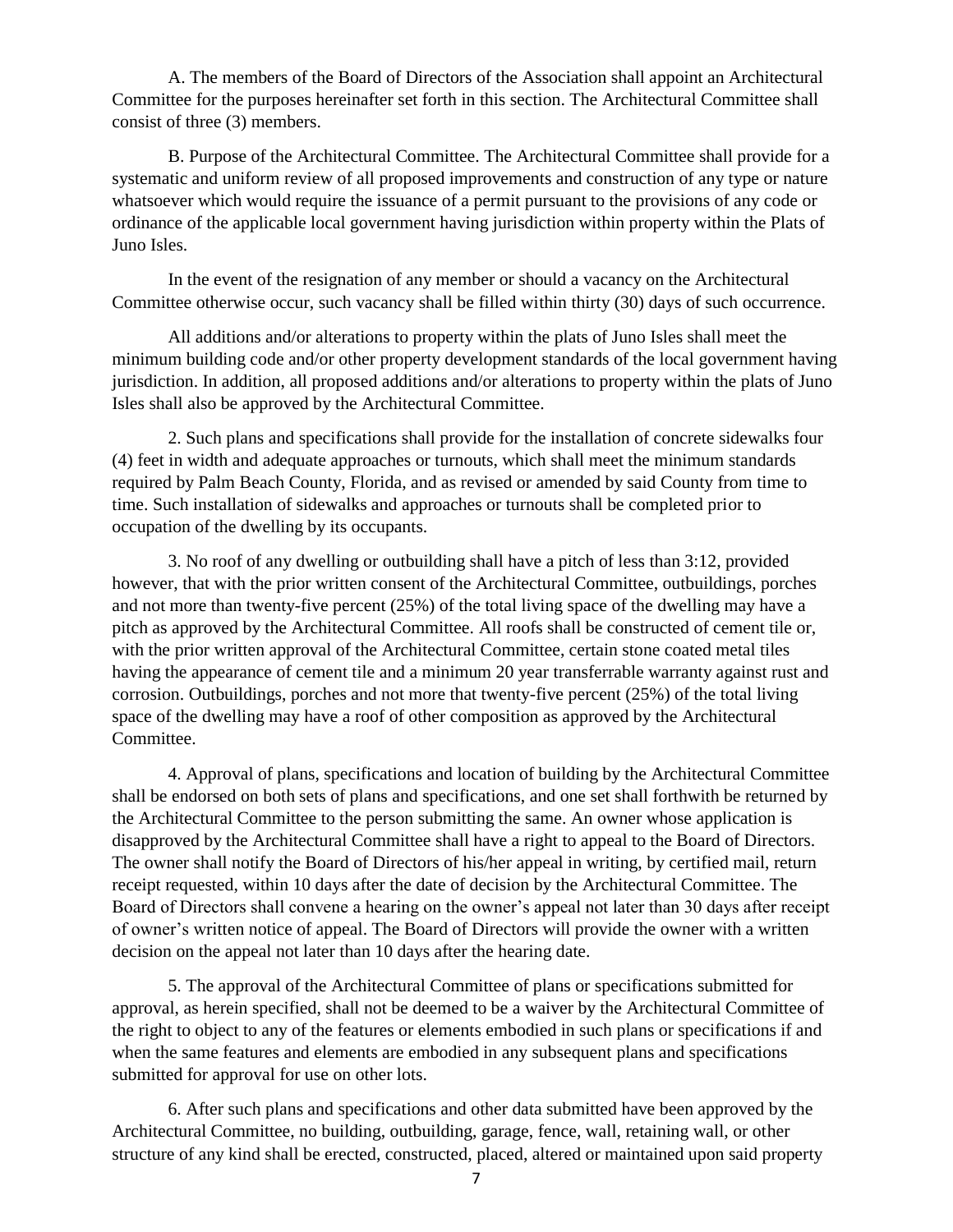A. The members of the Board of Directors of the Association shall appoint an Architectural Committee for the purposes hereinafter set forth in this section. The Architectural Committee shall consist of three (3) members.

B. Purpose of the Architectural Committee. The Architectural Committee shall provide for a systematic and uniform review of all proposed improvements and construction of any type or nature whatsoever which would require the issuance of a permit pursuant to the provisions of any code or ordinance of the applicable local government having jurisdiction within property within the Plats of Juno Isles.

In the event of the resignation of any member or should a vacancy on the Architectural Committee otherwise occur, such vacancy shall be filled within thirty (30) days of such occurrence.

All additions and/or alterations to property within the plats of Juno Isles shall meet the minimum building code and/or other property development standards of the local government having jurisdiction. In addition, all proposed additions and/or alterations to property within the plats of Juno Isles shall also be approved by the Architectural Committee.

2. Such plans and specifications shall provide for the installation of concrete sidewalks four (4) feet in width and adequate approaches or turnouts, which shall meet the minimum standards required by Palm Beach County, Florida, and as revised or amended by said County from time to time. Such installation of sidewalks and approaches or turnouts shall be completed prior to occupation of the dwelling by its occupants.

3. No roof of any dwelling or outbuilding shall have a pitch of less than 3:12, provided however, that with the prior written consent of the Architectural Committee, outbuildings, porches and not more than twenty-five percent (25%) of the total living space of the dwelling may have a pitch as approved by the Architectural Committee. All roofs shall be constructed of cement tile or, with the prior written approval of the Architectural Committee, certain stone coated metal tiles having the appearance of cement tile and a minimum 20 year transferrable warranty against rust and corrosion. Outbuildings, porches and not more that twenty-five percent (25%) of the total living space of the dwelling may have a roof of other composition as approved by the Architectural Committee.

4. Approval of plans, specifications and location of building by the Architectural Committee shall be endorsed on both sets of plans and specifications, and one set shall forthwith be returned by the Architectural Committee to the person submitting the same. An owner whose application is disapproved by the Architectural Committee shall have a right to appeal to the Board of Directors. The owner shall notify the Board of Directors of his/her appeal in writing, by certified mail, return receipt requested, within 10 days after the date of decision by the Architectural Committee. The Board of Directors shall convene a hearing on the owner's appeal not later than 30 days after receipt of owner's written notice of appeal. The Board of Directors will provide the owner with a written decision on the appeal not later than 10 days after the hearing date.

5. The approval of the Architectural Committee of plans or specifications submitted for approval, as herein specified, shall not be deemed to be a waiver by the Architectural Committee of the right to object to any of the features or elements embodied in such plans or specifications if and when the same features and elements are embodied in any subsequent plans and specifications submitted for approval for use on other lots.

6. After such plans and specifications and other data submitted have been approved by the Architectural Committee, no building, outbuilding, garage, fence, wall, retaining wall, or other structure of any kind shall be erected, constructed, placed, altered or maintained upon said property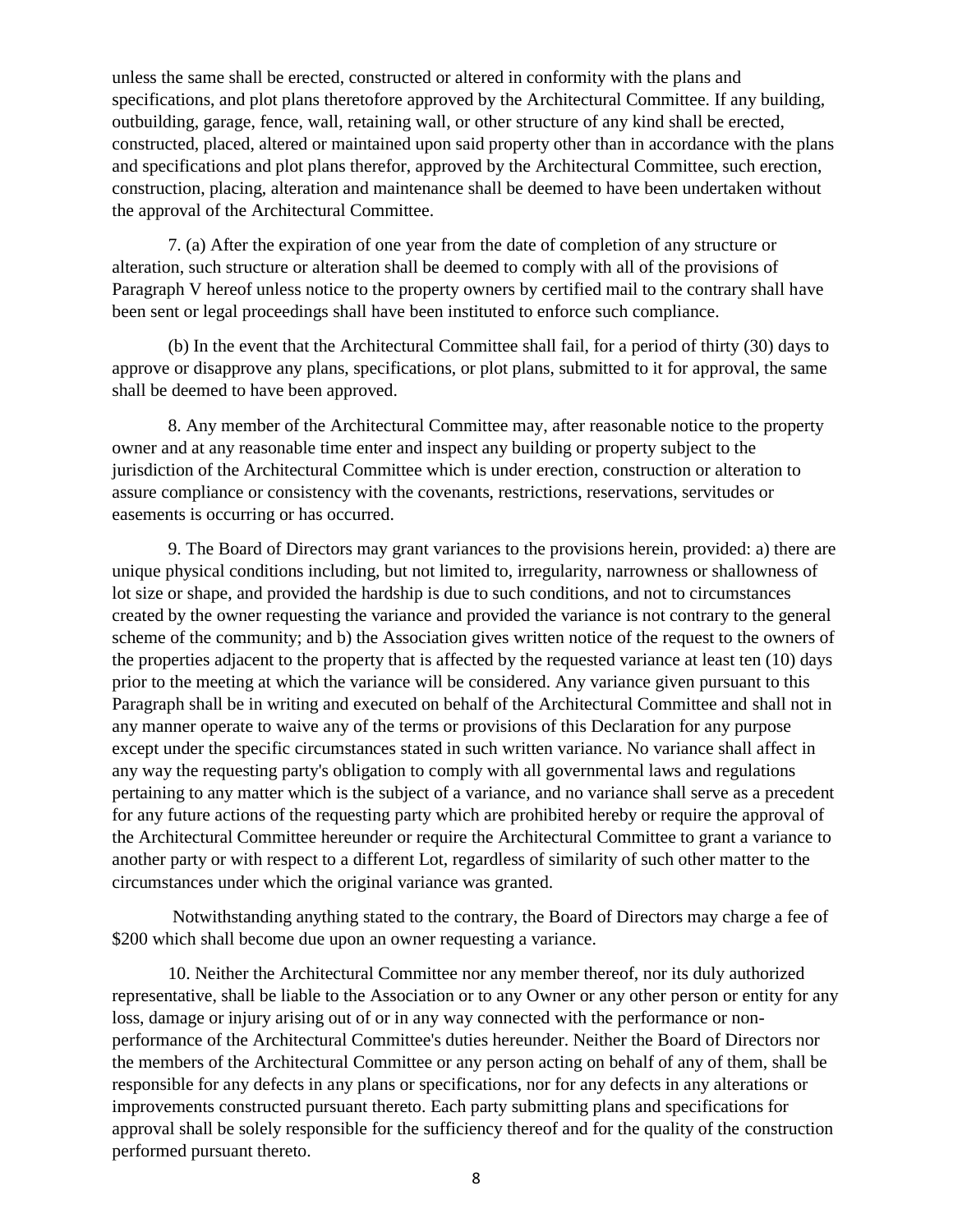unless the same shall be erected, constructed or altered in conformity with the plans and specifications, and plot plans theretofore approved by the Architectural Committee. If any building, outbuilding, garage, fence, wall, retaining wall, or other structure of any kind shall be erected, constructed, placed, altered or maintained upon said property other than in accordance with the plans and specifications and plot plans therefor, approved by the Architectural Committee, such erection, construction, placing, alteration and maintenance shall be deemed to have been undertaken without the approval of the Architectural Committee.

7. (a) After the expiration of one year from the date of completion of any structure or alteration, such structure or alteration shall be deemed to comply with all of the provisions of Paragraph V hereof unless notice to the property owners by certified mail to the contrary shall have been sent or legal proceedings shall have been instituted to enforce such compliance.

(b) In the event that the Architectural Committee shall fail, for a period of thirty (30) days to approve or disapprove any plans, specifications, or plot plans, submitted to it for approval, the same shall be deemed to have been approved.

8. Any member of the Architectural Committee may, after reasonable notice to the property owner and at any reasonable time enter and inspect any building or property subject to the jurisdiction of the Architectural Committee which is under erection, construction or alteration to assure compliance or consistency with the covenants, restrictions, reservations, servitudes or easements is occurring or has occurred.

9. The Board of Directors may grant variances to the provisions herein, provided: a) there are unique physical conditions including, but not limited to, irregularity, narrowness or shallowness of lot size or shape, and provided the hardship is due to such conditions, and not to circumstances created by the owner requesting the variance and provided the variance is not contrary to the general scheme of the community; and b) the Association gives written notice of the request to the owners of the properties adjacent to the property that is affected by the requested variance at least ten (10) days prior to the meeting at which the variance will be considered. Any variance given pursuant to this Paragraph shall be in writing and executed on behalf of the Architectural Committee and shall not in any manner operate to waive any of the terms or provisions of this Declaration for any purpose except under the specific circumstances stated in such written variance. No variance shall affect in any way the requesting party's obligation to comply with all governmental laws and regulations pertaining to any matter which is the subject of a variance, and no variance shall serve as a precedent for any future actions of the requesting party which are prohibited hereby or require the approval of the Architectural Committee hereunder or require the Architectural Committee to grant a variance to another party or with respect to a different Lot, regardless of similarity of such other matter to the circumstances under which the original variance was granted.

Notwithstanding anything stated to the contrary, the Board of Directors may charge a fee of $200 which shall become due upon an owner requesting a variance.

10. Neither the Architectural Committee nor any member thereof, nor its duly authorized representative, shall be liable to the Association or to any Owner or any other person or entity for any loss, damage or injury arising out of or in any way connected with the performance or non-performance of the Architectural Committee's duties hereunder. Neither the Board of Directors nor the members of the Architectural Committee or any person acting on behalf of any of them, shall be responsible for any defects in any plans or specifications, nor for any defects in any alterations or improvements constructed pursuant thereto. Each party submitting plans and specifications for approval shall be solely responsible for the sufficiency thereof and for the quality of the construction performed pursuant thereto.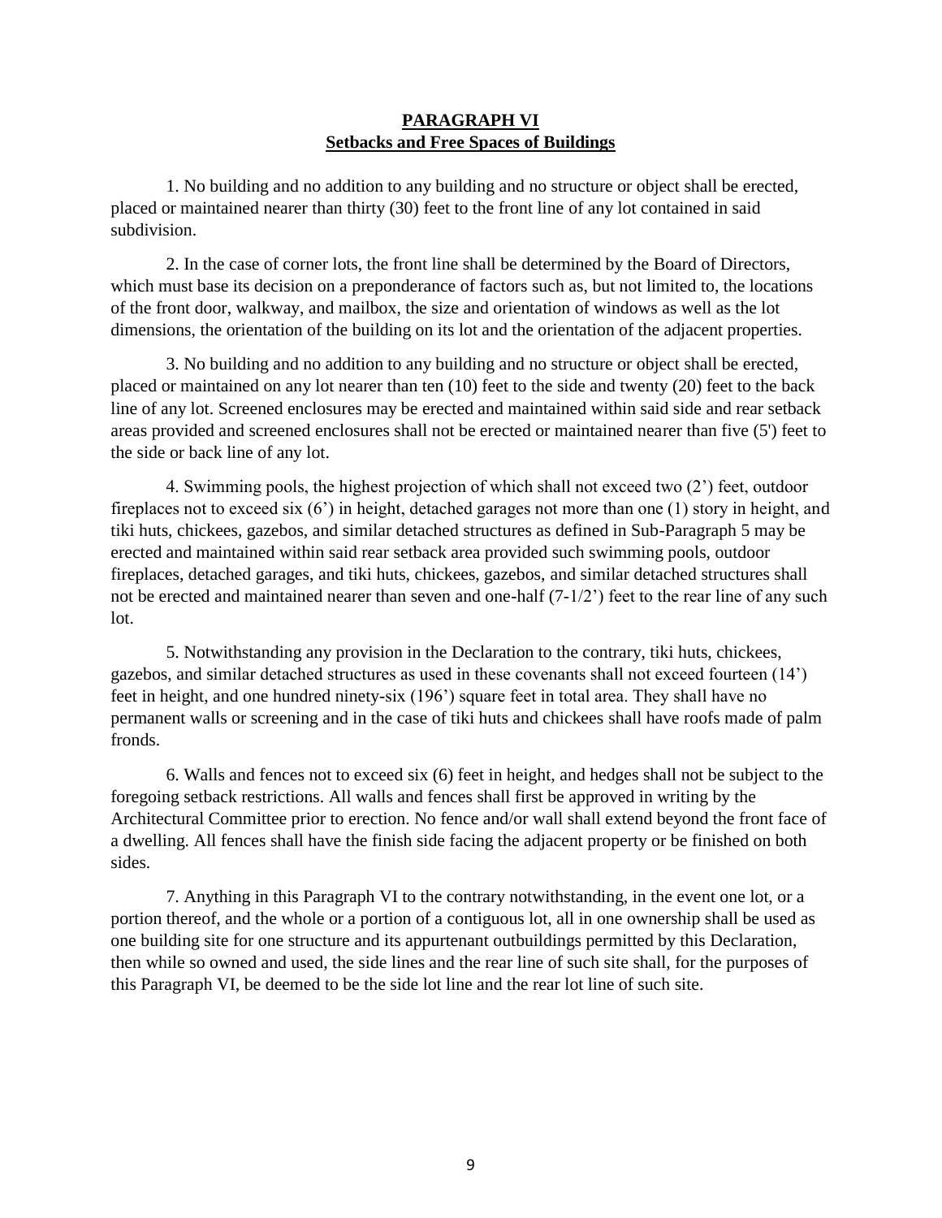## **PARAGRAPH VI**
## **Setbacks and Free Spaces of Buildings**

1. No building and no addition to any building and no structure or object shall be erected, placed or maintained nearer than thirty (30) feet to the front line of any lot contained in said subdivision.

2. In the case of corner lots, the front line shall be determined by the Board of Directors, which must base its decision on a preponderance of factors such as, but not limited to, the locations of the front door, walkway, and mailbox, the size and orientation of windows as well as the lot dimensions, the orientation of the building on its lot and the orientation of the adjacent properties.

3. No building and no addition to any building and no structure or object shall be erected, placed or maintained on any lot nearer than ten (10) feet to the side and twenty (20) feet to the back line of any lot. Screened enclosures may be erected and maintained within said side and rear setback areas provided and screened enclosures shall not be erected or maintained nearer than five (5') feet to the side or back line of any lot.

4. Swimming pools, the highest projection of which shall not exceed two (2') feet, outdoor fireplaces not to exceed six (6') in height, detached garages not more than one (1) story in height, and tiki huts, chickees, gazebos, and similar detached structures as defined in Sub-Paragraph 5 may be erected and maintained within said rear setback area provided such swimming pools, outdoor fireplaces, detached garages, and tiki huts, chickees, gazebos, and similar detached structures shall not be erected and maintained nearer than seven and one-half (7-1/2') feet to the rear line of any such lot.

5. Notwithstanding any provision in the Declaration to the contrary, tiki huts, chickees, gazebos, and similar detached structures as used in these covenants shall not exceed fourteen (14') feet in height, and one hundred ninety-six (196') square feet in total area. They shall have no permanent walls or screening and in the case of tiki huts and chickees shall have roofs made of palm fronds.

6. Walls and fences not to exceed six (6) feet in height, and hedges shall not be subject to the foregoing setback restrictions. All walls and fences shall first be approved in writing by the Architectural Committee prior to erection. No fence and/or wall shall extend beyond the front face of a dwelling. All fences shall have the finish side facing the adjacent property or be finished on both sides.

7. Anything in this Paragraph VI to the contrary notwithstanding, in the event one lot, or a portion thereof, and the whole or a portion of a contiguous lot, all in one ownership shall be used as one building site for one structure and its appurtenant outbuildings permitted by this Declaration, then while so owned and used, the side lines and the rear line of such site shall, for the purposes of this Paragraph VI, be deemed to be the side lot line and the rear lot line of such site.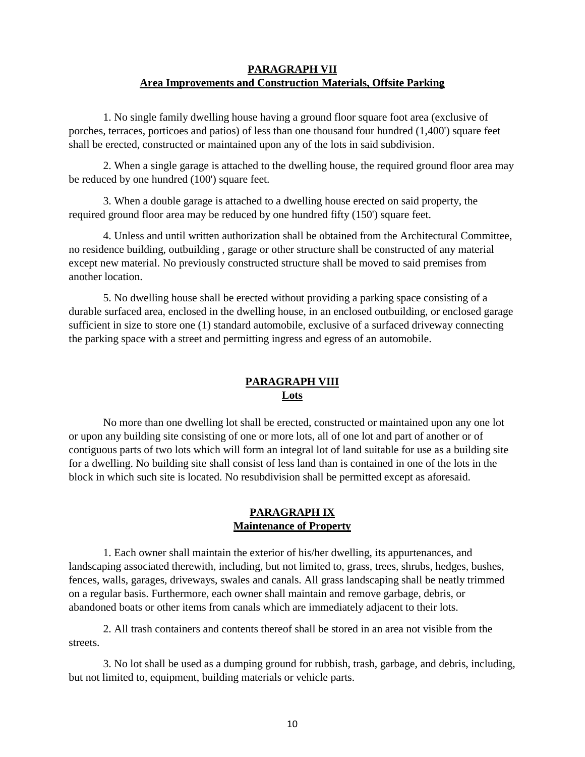## PARAGRAPH VII
## Area Improvements and Construction Materials, Offsite Parking

1. No single family dwelling house having a ground floor square foot area (exclusive of porches, terraces, porticoes and patios) of less than one thousand four hundred (1,400') square feet shall be erected, constructed or maintained upon any of the lots in said subdivision.

2. When a single garage is attached to the dwelling house, the required ground floor area may be reduced by one hundred (100') square feet.

3. When a double garage is attached to a dwelling house erected on said property, the required ground floor area may be reduced by one hundred fifty (150') square feet.

4. Unless and until written authorization shall be obtained from the Architectural Committee, no residence building, outbuilding , garage or other structure shall be constructed of any material except new material. No previously constructed structure shall be moved to said premises from another location.

5. No dwelling house shall be erected without providing a parking space consisting of a durable surfaced area, enclosed in the dwelling house, in an enclosed outbuilding, or enclosed garage sufficient in size to store one (1) standard automobile, exclusive of a surfaced driveway connecting the parking space with a street and permitting ingress and egress of an automobile.

## PARAGRAPH VIII
## Lots

No more than one dwelling lot shall be erected, constructed or maintained upon any one lot or upon any building site consisting of one or more lots, all of one lot and part of another or of contiguous parts of two lots which will form an integral lot of land suitable for use as a building site for a dwelling. No building site shall consist of less land than is contained in one of the lots in the block in which such site is located. No resubdivision shall be permitted except as aforesaid.

## PARAGRAPH IX
## Maintenance of Property

1. Each owner shall maintain the exterior of his/her dwelling, its appurtenances, and landscaping associated therewith, including, but not limited to, grass, trees, shrubs, hedges, bushes, fences, walls, garages, driveways, swales and canals. All grass landscaping shall be neatly trimmed on a regular basis. Furthermore, each owner shall maintain and remove garbage, debris, or abandoned boats or other items from canals which are immediately adjacent to their lots.

2. All trash containers and contents thereof shall be stored in an area not visible from the streets.

3. No lot shall be used as a dumping ground for rubbish, trash, garbage, and debris, including, but not limited to, equipment, building materials or vehicle parts.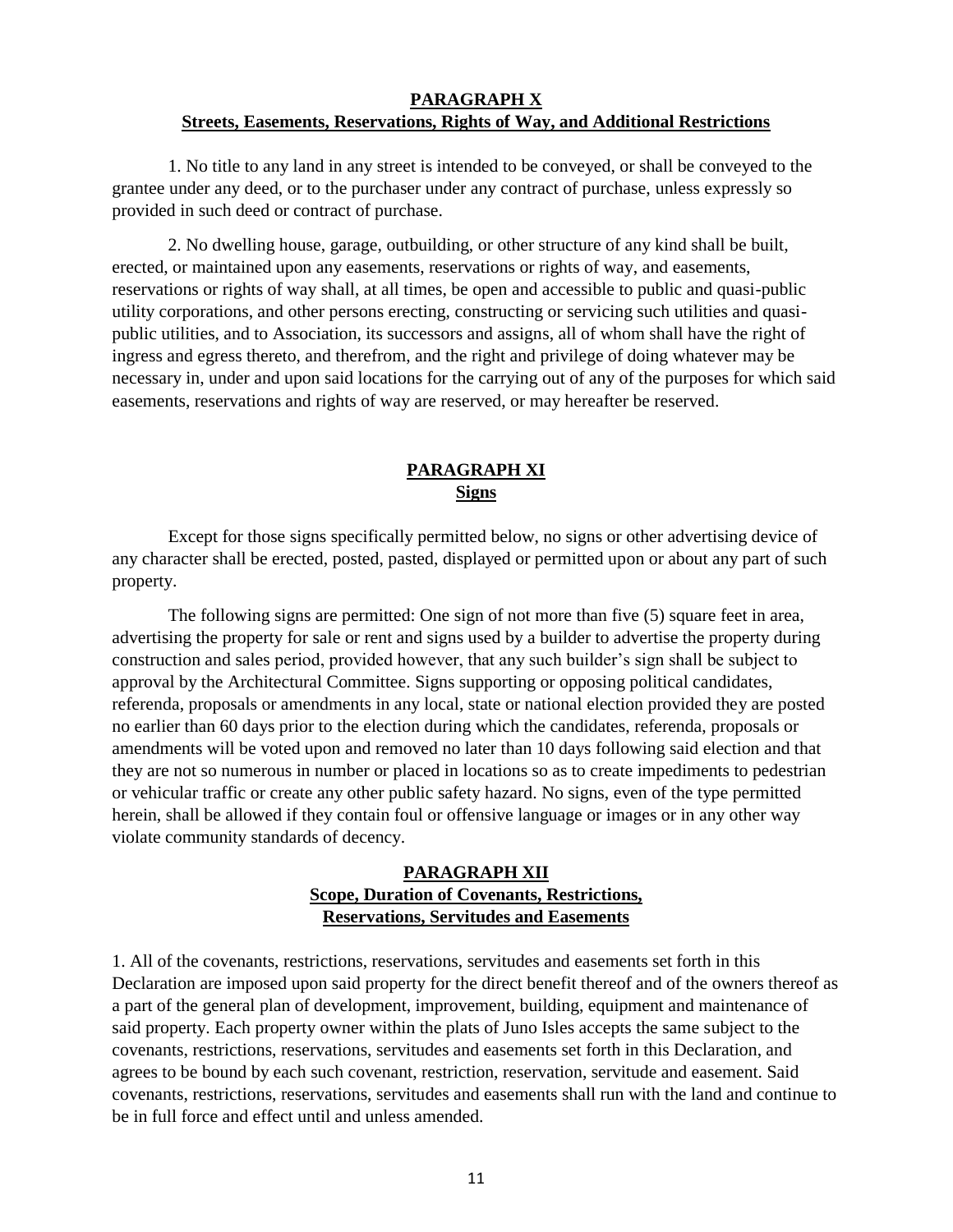## PARAGRAPH X
## Streets, Easements, Reservations, Rights of Way, and Additional Restrictions

1. No title to any land in any street is intended to be conveyed, or shall be conveyed to the grantee under any deed, or to the purchaser under any contract of purchase, unless expressly so provided in such deed or contract of purchase.

2. No dwelling house, garage, outbuilding, or other structure of any kind shall be built, erected, or maintained upon any easements, reservations or rights of way, and easements, reservations or rights of way shall, at all times, be open and accessible to public and quasi-public utility corporations, and other persons erecting, constructing or servicing such utilities and quasi-public utilities, and to Association, its successors and assigns, all of whom shall have the right of ingress and egress thereto, and therefrom, and the right and privilege of doing whatever may be necessary in, under and upon said locations for the carrying out of any of the purposes for which said easements, reservations and rights of way are reserved, or may hereafter be reserved.

## PARAGRAPH XI
## Signs

Except for those signs specifically permitted below, no signs or other advertising device of any character shall be erected, posted, pasted, displayed or permitted upon or about any part of such property.

The following signs are permitted: One sign of not more than five (5) square feet in area, advertising the property for sale or rent and signs used by a builder to advertise the property during construction and sales period, provided however, that any such builder's sign shall be subject to approval by the Architectural Committee. Signs supporting or opposing political candidates, referenda, proposals or amendments in any local, state or national election provided they are posted no earlier than 60 days prior to the election during which the candidates, referenda, proposals or amendments will be voted upon and removed no later than 10 days following said election and that they are not so numerous in number or placed in locations so as to create impediments to pedestrian or vehicular traffic or create any other public safety hazard. No signs, even of the type permitted herein, shall be allowed if they contain foul or offensive language or images or in any other way violate community standards of decency.

## PARAGRAPH XII
## Scope, Duration of Covenants, Restrictions, Reservations, Servitudes and Easements

1. All of the covenants, restrictions, reservations, servitudes and easements set forth in this Declaration are imposed upon said property for the direct benefit thereof and of the owners thereof as a part of the general plan of development, improvement, building, equipment and maintenance of said property. Each property owner within the plats of Juno Isles accepts the same subject to the covenants, restrictions, reservations, servitudes and easements set forth in this Declaration, and agrees to be bound by each such covenant, restriction, reservation, servitude and easement. Said covenants, restrictions, reservations, servitudes and easements shall run with the land and continue to be in full force and effect until and unless amended.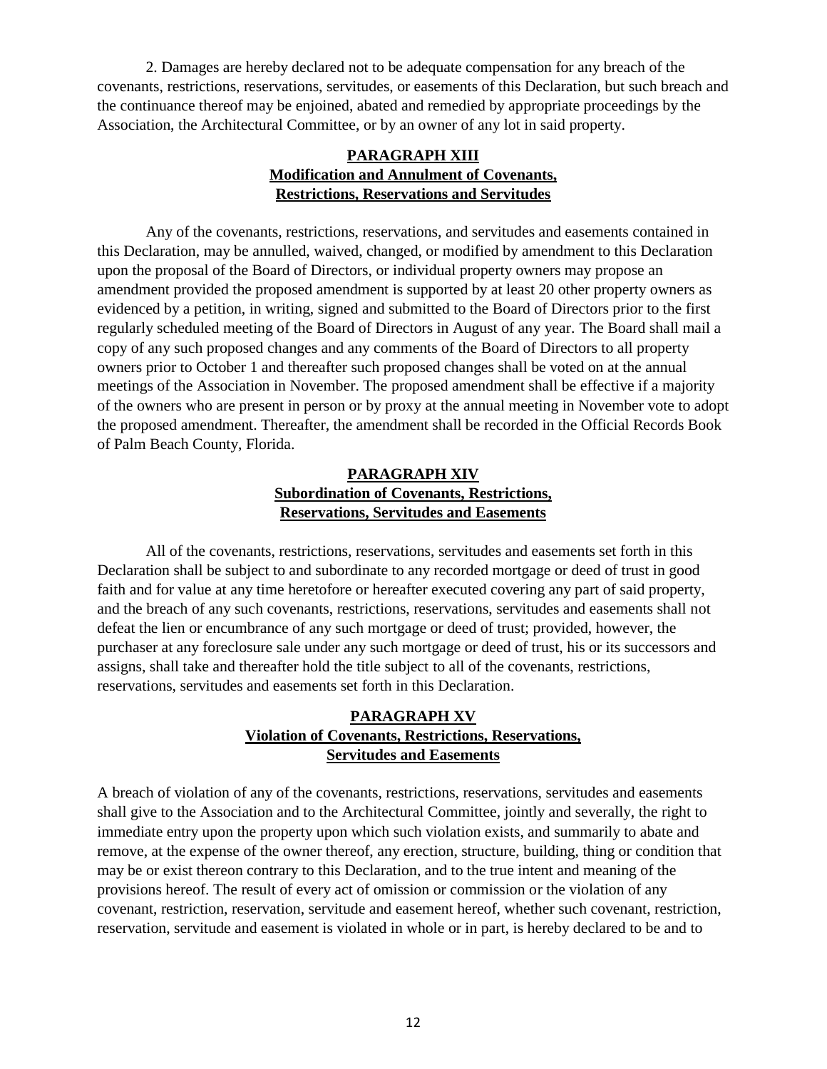2. Damages are hereby declared not to be adequate compensation for any breach of the covenants, restrictions, reservations, servitudes, or easements of this Declaration, but such breach and the continuance thereof may be enjoined, abated and remedied by appropriate proceedings by the Association, the Architectural Committee, or by an owner of any lot in said property.

## PARAGRAPH XIII
## Modification and Annulment of Covenants, Restrictions, Reservations and Servitudes

Any of the covenants, restrictions, reservations, and servitudes and easements contained in this Declaration, may be annulled, waived, changed, or modified by amendment to this Declaration upon the proposal of the Board of Directors, or individual property owners may propose an amendment provided the proposed amendment is supported by at least 20 other property owners as evidenced by a petition, in writing, signed and submitted to the Board of Directors prior to the first regularly scheduled meeting of the Board of Directors in August of any year. The Board shall mail a copy of any such proposed changes and any comments of the Board of Directors to all property owners prior to October 1 and thereafter such proposed changes shall be voted on at the annual meetings of the Association in November. The proposed amendment shall be effective if a majority of the owners who are present in person or by proxy at the annual meeting in November vote to adopt the proposed amendment. Thereafter, the amendment shall be recorded in the Official Records Book of Palm Beach County, Florida.

## PARAGRAPH XIV
## Subordination of Covenants, Restrictions, Reservations, Servitudes and Easements

All of the covenants, restrictions, reservations, servitudes and easements set forth in this Declaration shall be subject to and subordinate to any recorded mortgage or deed of trust in good faith and for value at any time heretofore or hereafter executed covering any part of said property, and the breach of any such covenants, restrictions, reservations, servitudes and easements shall not defeat the lien or encumbrance of any such mortgage or deed of trust; provided, however, the purchaser at any foreclosure sale under any such mortgage or deed of trust, his or its successors and assigns, shall take and thereafter hold the title subject to all of the covenants, restrictions, reservations, servitudes and easements set forth in this Declaration.

## PARAGRAPH XV
## Violation of Covenants, Restrictions, Reservations, Servitudes and Easements

A breach of violation of any of the covenants, restrictions, reservations, servitudes and easements shall give to the Association and to the Architectural Committee, jointly and severally, the right to immediate entry upon the property upon which such violation exists, and summarily to abate and remove, at the expense of the owner thereof, any erection, structure, building, thing or condition that may be or exist thereon contrary to this Declaration, and to the true intent and meaning of the provisions hereof. The result of every act of omission or commission or the violation of any covenant, restriction, reservation, servitude and easement hereof, whether such covenant, restriction, reservation, servitude and easement is violated in whole or in part, is hereby declared to be and to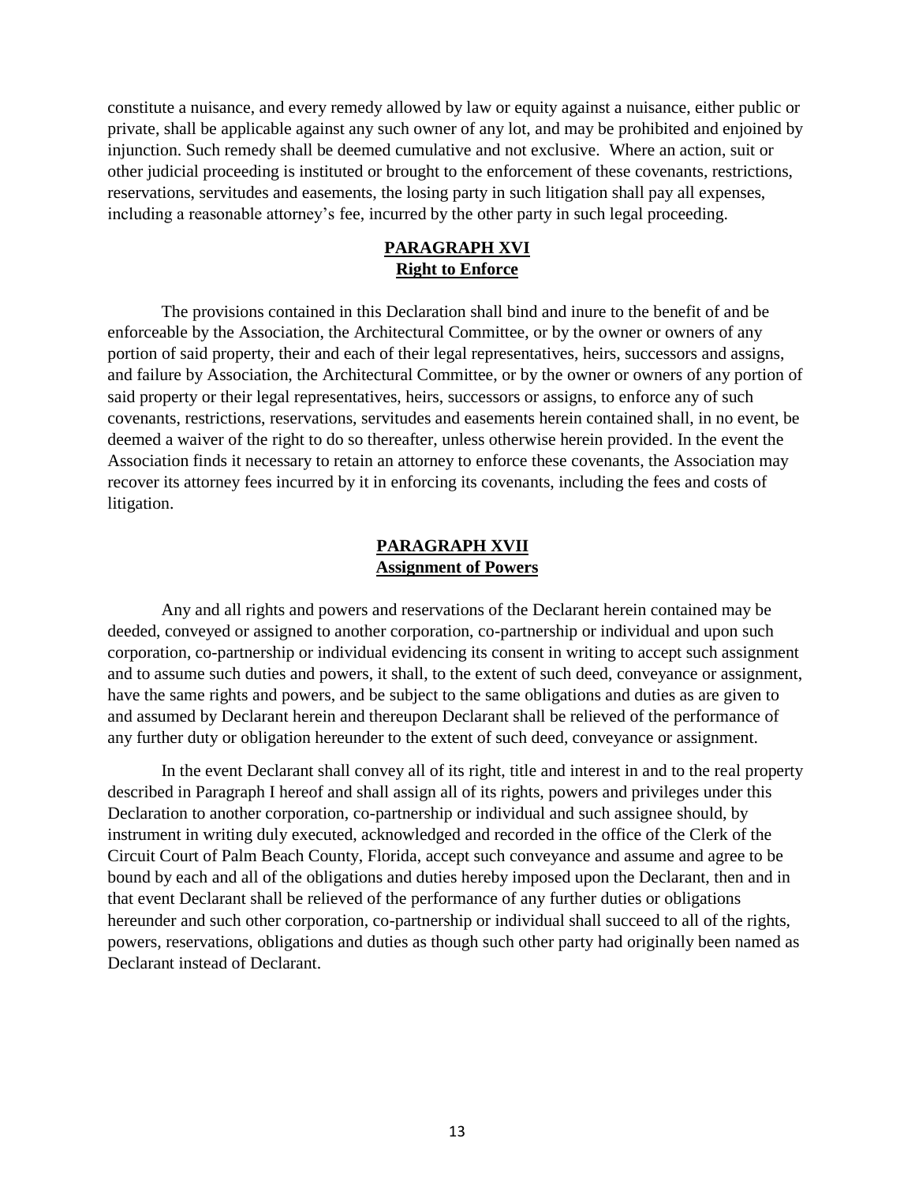constitute a nuisance, and every remedy allowed by law or equity against a nuisance, either public or private, shall be applicable against any such owner of any lot, and may be prohibited and enjoined by injunction. Such remedy shall be deemed cumulative and not exclusive. Where an action, suit or other judicial proceeding is instituted or brought to the enforcement of these covenants, restrictions, reservations, servitudes and easements, the losing party in such litigation shall pay all expenses, including a reasonable attorney's fee, incurred by the other party in such legal proceeding.

## PARAGRAPH XVI
## Right to Enforce

The provisions contained in this Declaration shall bind and inure to the benefit of and be enforceable by the Association, the Architectural Committee, or by the owner or owners of any portion of said property, their and each of their legal representatives, heirs, successors and assigns, and failure by Association, the Architectural Committee, or by the owner or owners of any portion of said property or their legal representatives, heirs, successors or assigns, to enforce any of such covenants, restrictions, reservations, servitudes and easements herein contained shall, in no event, be deemed a waiver of the right to do so thereafter, unless otherwise herein provided. In the event the Association finds it necessary to retain an attorney to enforce these covenants, the Association may recover its attorney fees incurred by it in enforcing its covenants, including the fees and costs of litigation.

## PARAGRAPH XVII
## Assignment of Powers

Any and all rights and powers and reservations of the Declarant herein contained may be deeded, conveyed or assigned to another corporation, co-partnership or individual and upon such corporation, co-partnership or individual evidencing its consent in writing to accept such assignment and to assume such duties and powers, it shall, to the extent of such deed, conveyance or assignment, have the same rights and powers, and be subject to the same obligations and duties as are given to and assumed by Declarant herein and thereupon Declarant shall be relieved of the performance of any further duty or obligation hereunder to the extent of such deed, conveyance or assignment.

In the event Declarant shall convey all of its right, title and interest in and to the real property described in Paragraph I hereof and shall assign all of its rights, powers and privileges under this Declaration to another corporation, co-partnership or individual and such assignee should, by instrument in writing duly executed, acknowledged and recorded in the office of the Clerk of the Circuit Court of Palm Beach County, Florida, accept such conveyance and assume and agree to be bound by each and all of the obligations and duties hereby imposed upon the Declarant, then and in that event Declarant shall be relieved of the performance of any further duties or obligations hereunder and such other corporation, co-partnership or individual shall succeed to all of the rights, powers, reservations, obligations and duties as though such other party had originally been named as Declarant instead of Declarant.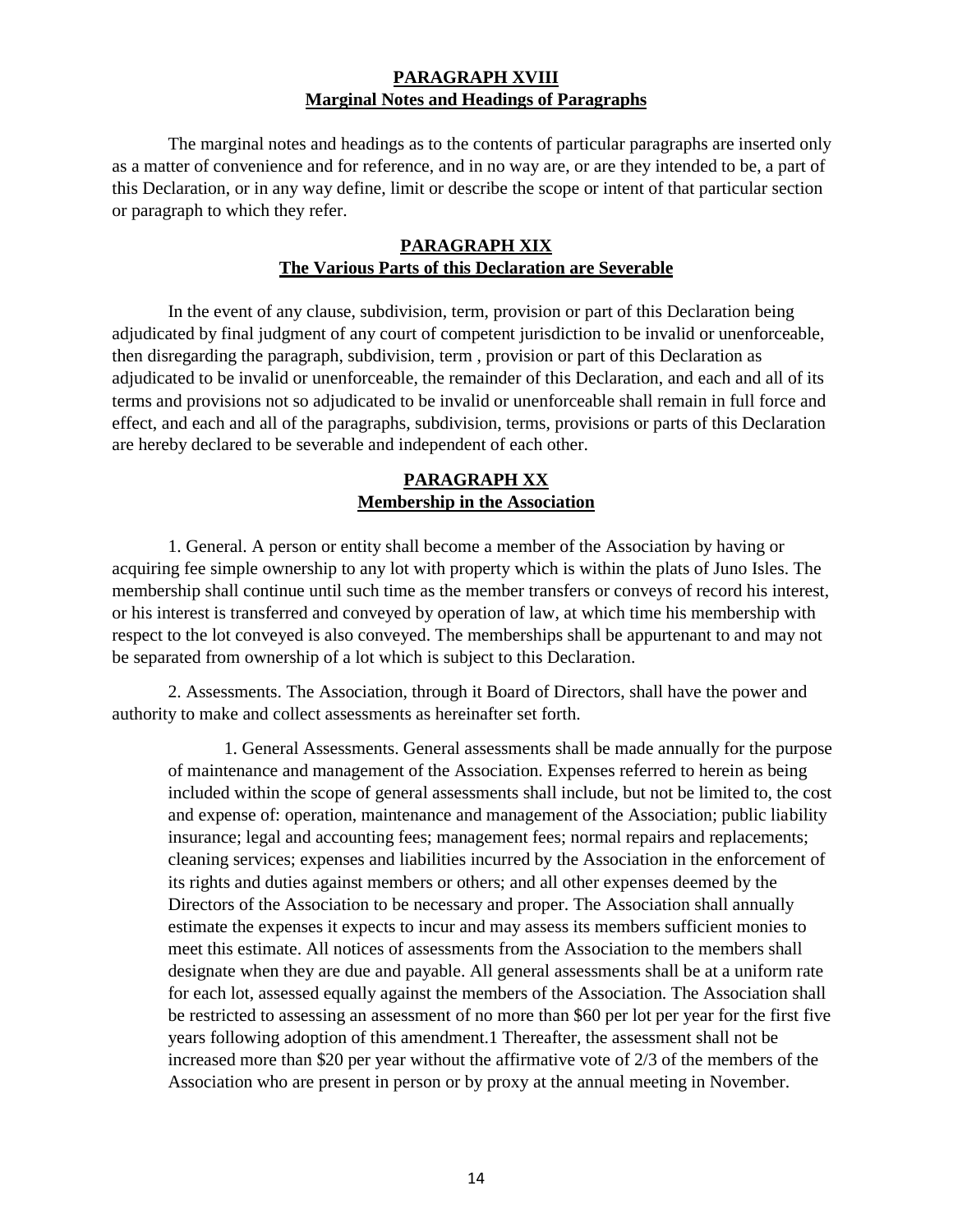## PARAGRAPH XVIII
## Marginal Notes and Headings of Paragraphs

The marginal notes and headings as to the contents of particular paragraphs are inserted only as a matter of convenience and for reference, and in no way are, or are they intended to be, a part of this Declaration, or in any way define, limit or describe the scope or intent of that particular section or paragraph to which they refer.

## PARAGRAPH XIX
## The Various Parts of this Declaration are Severable

In the event of any clause, subdivision, term, provision or part of this Declaration being adjudicated by final judgment of any court of competent jurisdiction to be invalid or unenforceable, then disregarding the paragraph, subdivision, term , provision or part of this Declaration as adjudicated to be invalid or unenforceable, the remainder of this Declaration, and each and all of its terms and provisions not so adjudicated to be invalid or unenforceable shall remain in full force and effect, and each and all of the paragraphs, subdivision, terms, provisions or parts of this Declaration are hereby declared to be severable and independent of each other.

## PARAGRAPH XX
## Membership in the Association

1. General. A person or entity shall become a member of the Association by having or acquiring fee simple ownership to any lot with property which is within the plats of Juno Isles. The membership shall continue until such time as the member transfers or conveys of record his interest, or his interest is transferred and conveyed by operation of law, at which time his membership with respect to the lot conveyed is also conveyed. The memberships shall be appurtenant to and may not be separated from ownership of a lot which is subject to this Declaration.

2. Assessments. The Association, through it Board of Directors, shall have the power and authority to make and collect assessments as hereinafter set forth.

> 1. General Assessments. General assessments shall be made annually for the purpose of maintenance and management of the Association. Expenses referred to herein as being included within the scope of general assessments shall include, but not be limited to, the cost and expense of: operation, maintenance and management of the Association; public liability insurance; legal and accounting fees; management fees; normal repairs and replacements; cleaning services; expenses and liabilities incurred by the Association in the enforcement of its rights and duties against members or others; and all other expenses deemed by the Directors of the Association to be necessary and proper. The Association shall annually estimate the expenses it expects to incur and may assess its members sufficient monies to meet this estimate. All notices of assessments from the Association to the members shall designate when they are due and payable. All general assessments shall be at a uniform rate for each lot, assessed equally against the members of the Association. The Association shall be restricted to assessing an assessment of no more than \$60 per lot per year for the first five years following adoption of this amendment.[1] Thereafter, the assessment shall not be increased more than \$20 per year without the affirmative vote of 2/3 of the members of the Association who are present in person or by proxy at the annual meeting in November.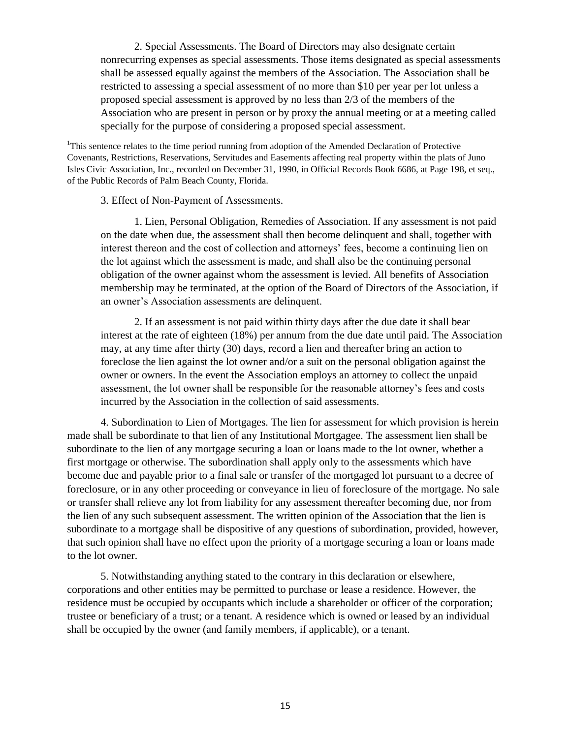2. Special Assessments. The Board of Directors may also designate certain nonrecurring expenses as special assessments. Those items designated as special assessments shall be assessed equally against the members of the Association. The Association shall be restricted to assessing a special assessment of no more than $10 per year per lot unless a proposed special assessment is approved by no less than 2/3 of the members of the Association who are present in person or by proxy the annual meeting or at a meeting called specially for the purpose of considering a proposed special assessment.

[1]This sentence relates to the time period running from adoption of the Amended Declaration of Protective Covenants, Restrictions, Reservations, Servitudes and Easements affecting real property within the plats of Juno Isles Civic Association, Inc., recorded on December 31, 1990, in Official Records Book 6686, at Page 198, et seq., of the Public Records of Palm Beach County, Florida.

3. Effect of Non-Payment of Assessments.

1. Lien, Personal Obligation, Remedies of Association. If any assessment is not paid on the date when due, the assessment shall then become delinquent and shall, together with interest thereon and the cost of collection and attorneys' fees, become a continuing lien on the lot against which the assessment is made, and shall also be the continuing personal obligation of the owner against whom the assessment is levied. All benefits of Association membership may be terminated, at the option of the Board of Directors of the Association, if an owner's Association assessments are delinquent.

2. If an assessment is not paid within thirty days after the due date it shall bear interest at the rate of eighteen (18%) per annum from the due date until paid. The Association may, at any time after thirty (30) days, record a lien and thereafter bring an action to foreclose the lien against the lot owner and/or a suit on the personal obligation against the owner or owners. In the event the Association employs an attorney to collect the unpaid assessment, the lot owner shall be responsible for the reasonable attorney's fees and costs incurred by the Association in the collection of said assessments.

4. Subordination to Lien of Mortgages. The lien for assessment for which provision is herein made shall be subordinate to that lien of any Institutional Mortgagee. The assessment lien shall be subordinate to the lien of any mortgage securing a loan or loans made to the lot owner, whether a first mortgage or otherwise. The subordination shall apply only to the assessments which have become due and payable prior to a final sale or transfer of the mortgaged lot pursuant to a decree of foreclosure, or in any other proceeding or conveyance in lieu of foreclosure of the mortgage. No sale or transfer shall relieve any lot from liability for any assessment thereafter becoming due, nor from the lien of any such subsequent assessment. The written opinion of the Association that the lien is subordinate to a mortgage shall be dispositive of any questions of subordination, provided, however, that such opinion shall have no effect upon the priority of a mortgage securing a loan or loans made to the lot owner.

5. Notwithstanding anything stated to the contrary in this declaration or elsewhere, corporations and other entities may be permitted to purchase or lease a residence. However, the residence must be occupied by occupants which include a shareholder or officer of the corporation; trustee or beneficiary of a trust; or a tenant. A residence which is owned or leased by an individual shall be occupied by the owner (and family members, if applicable), or a tenant.